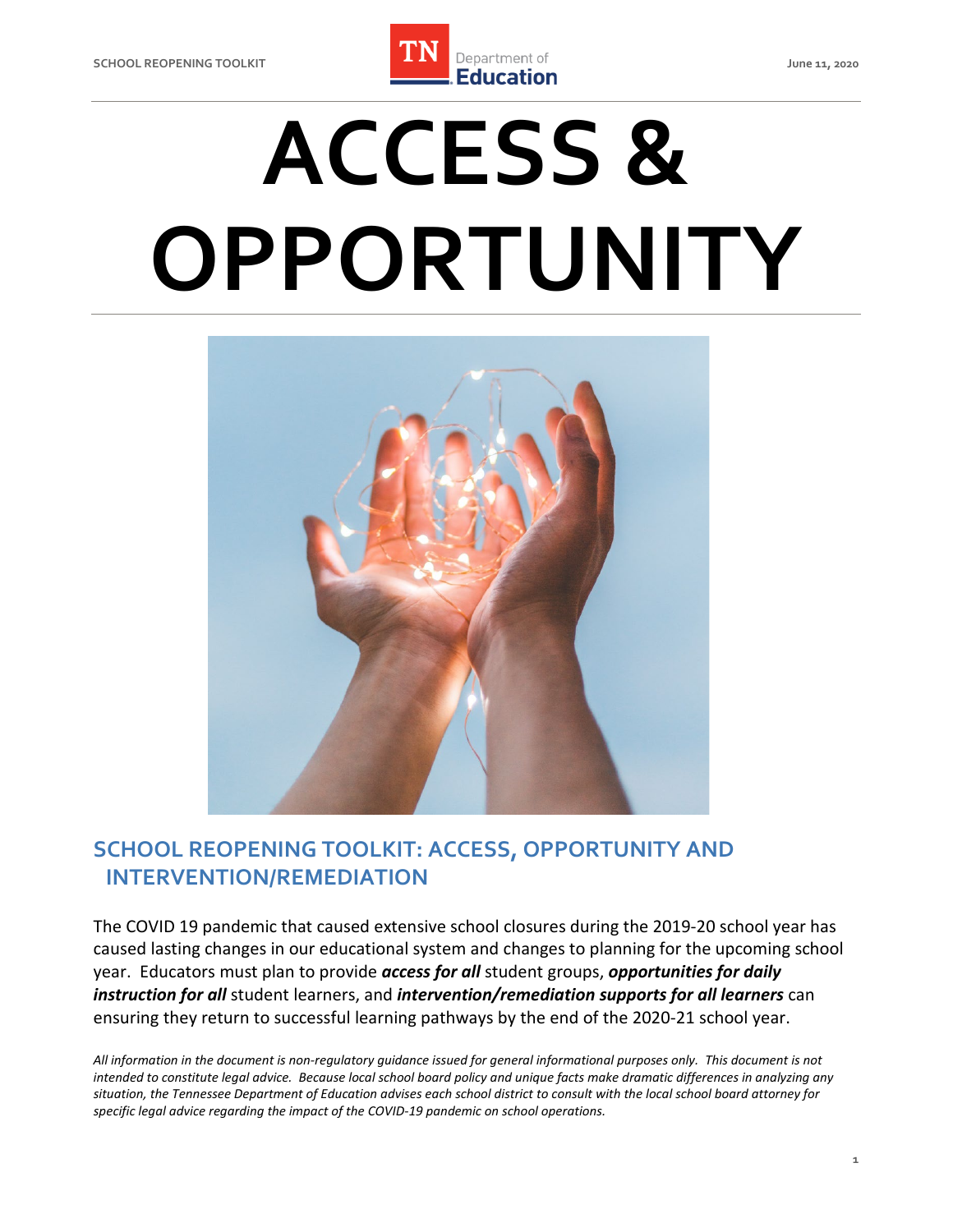# ACCESS & OPPORTUNITY

## SCHOOL REOPENING TOOLKIT: ACCESS, OPPORTUNITY AND INTERVENTION/REMEDIATION

The COVID 19 pandemic that caused extensive school closures during the 2019-20 school year has caused lasting changes in our educational system and changes to planning for the upcoming school year. Educators must plan to provide ***access for all*** student groups, ***opportunities for daily instruction for all*** student learners, and ***intervention/remediation supports for all learners*** can ensuring they return to successful learning pathways by the end of the 2020-21 school year.

*All information in the document is non-regulatory guidance issued for general informational purposes only. This document is not intended to constitute legal advice. Because local school board policy and unique facts make dramatic differences in analyzing any situation, the Tennessee Department of Education advises each school district to consult with the local school board attorney for specific legal advice regarding the impact of the COVID-19 pandemic on school operations.*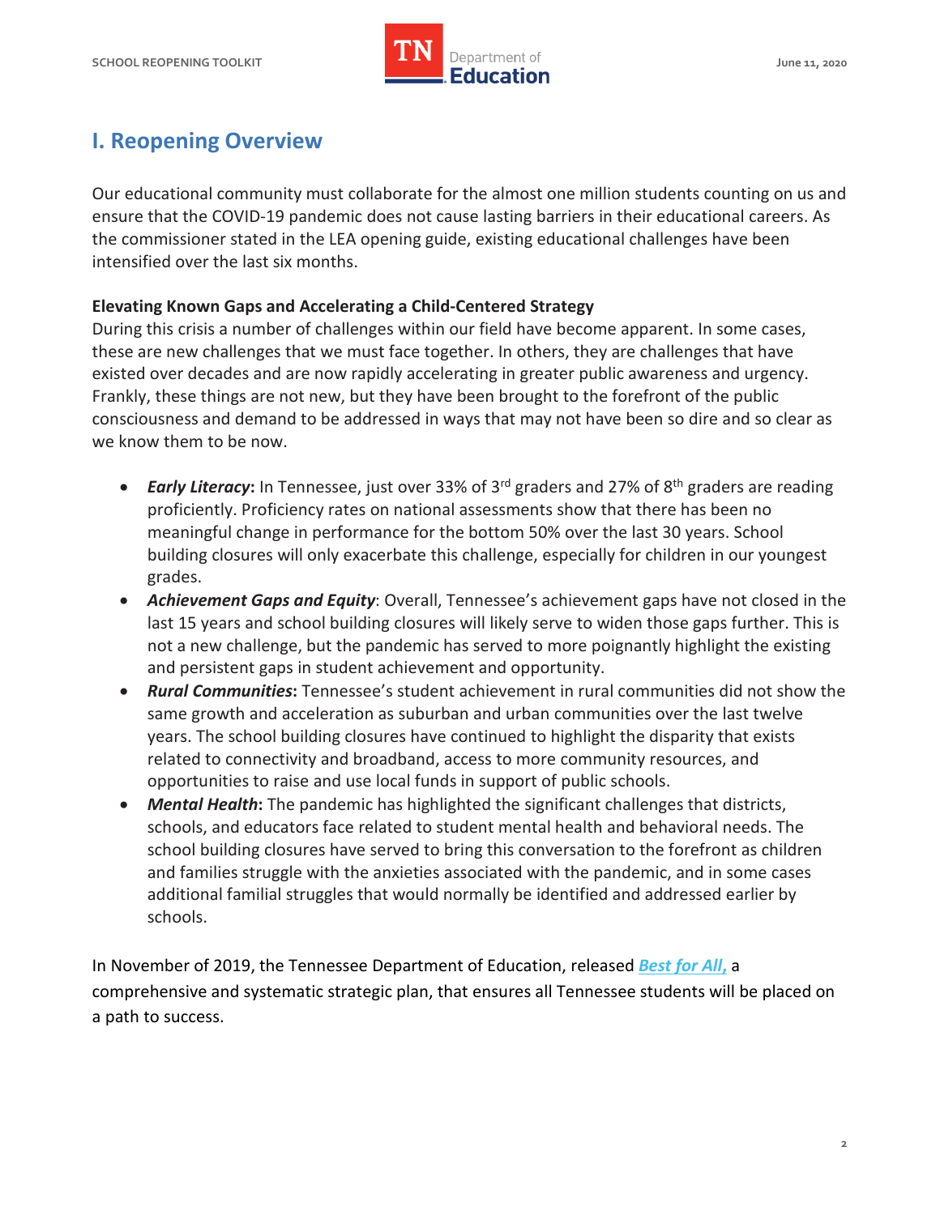## I. Reopening Overview

Our educational community must collaborate for the almost one million students counting on us and ensure that the COVID-19 pandemic does not cause lasting barriers in their educational careers. As the commissioner stated in the LEA opening guide, existing educational challenges have been intensified over the last six months.

**Elevating Known Gaps and Accelerating a Child-Centered Strategy**

During this crisis a number of challenges within our field have become apparent. In some cases, these are new challenges that we must face together. In others, they are challenges that have existed over decades and are now rapidly accelerating in greater public awareness and urgency. Frankly, these things are not new, but they have been brought to the forefront of the public consciousness and demand to be addressed in ways that may not have been so dire and so clear as we know them to be now.

- ***Early Literacy*:** In Tennessee, just over 33% of 3rd graders and 27% of 8th graders are reading proficiently. Proficiency rates on national assessments show that there has been no meaningful change in performance for the bottom 50% over the last 30 years. School building closures will only exacerbate this challenge, especially for children in our youngest grades.
- ***Achievement Gaps and Equity***: Overall, Tennessee's achievement gaps have not closed in the last 15 years and school building closures will likely serve to widen those gaps further. This is not a new challenge, but the pandemic has served to more poignantly highlight the existing and persistent gaps in student achievement and opportunity.
- ***Rural Communities*:** Tennessee's student achievement in rural communities did not show the same growth and acceleration as suburban and urban communities over the last twelve years. The school building closures have continued to highlight the disparity that exists related to connectivity and broadband, access to more community resources, and opportunities to raise and use local funds in support of public schools.
- ***Mental Health*:** The pandemic has highlighted the significant challenges that districts, schools, and educators face related to student mental health and behavioral needs. The school building closures have served to bring this conversation to the forefront as children and families struggle with the anxieties associated with the pandemic, and in some cases additional familial struggles that would normally be identified and addressed earlier by schools.

In November of 2019, the Tennessee Department of Education, released ***Best for All,*** a comprehensive and systematic strategic plan, that ensures all Tennessee students will be placed on a path to success.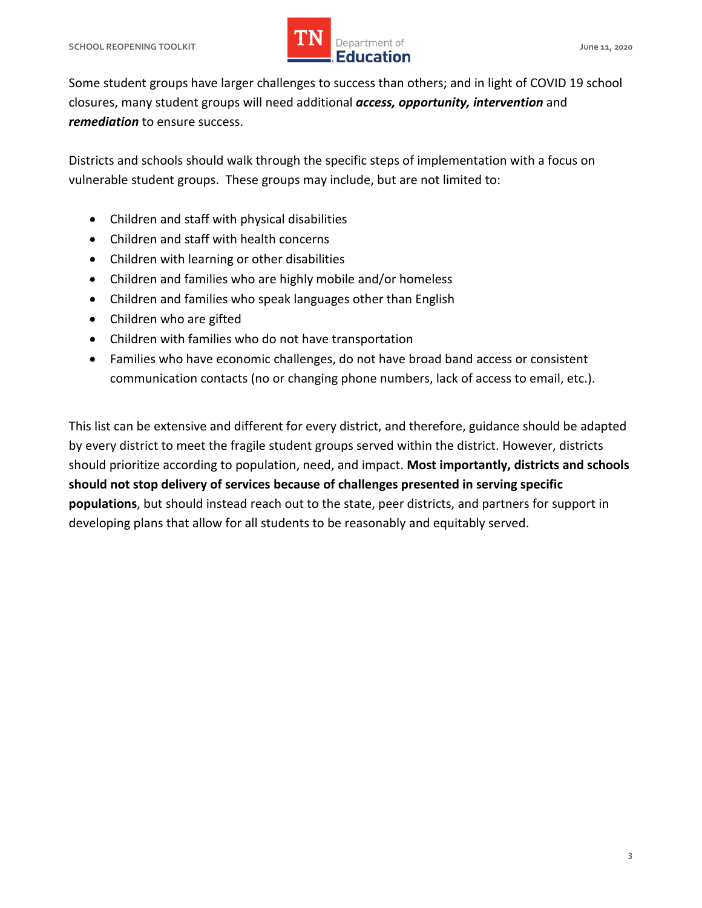Some student groups have larger challenges to success than others; and in light of COVID 19 school closures, many student groups will need additional ***access, opportunity, intervention*** and ***remediation*** to ensure success.

Districts and schools should walk through the specific steps of implementation with a focus on vulnerable student groups. These groups may include, but are not limited to:

- Children and staff with physical disabilities
- Children and staff with health concerns
- Children with learning or other disabilities
- Children and families who are highly mobile and/or homeless
- Children and families who speak languages other than English
- Children who are gifted
- Children with families who do not have transportation
- Families who have economic challenges, do not have broad band access or consistent communication contacts (no or changing phone numbers, lack of access to email, etc.).

This list can be extensive and different for every district, and therefore, guidance should be adapted by every district to meet the fragile student groups served within the district. However, districts should prioritize according to population, need, and impact. **Most importantly, districts and schools should not stop delivery of services because of challenges presented in serving specific populations**, but should instead reach out to the state, peer districts, and partners for support in developing plans that allow for all students to be reasonably and equitably served.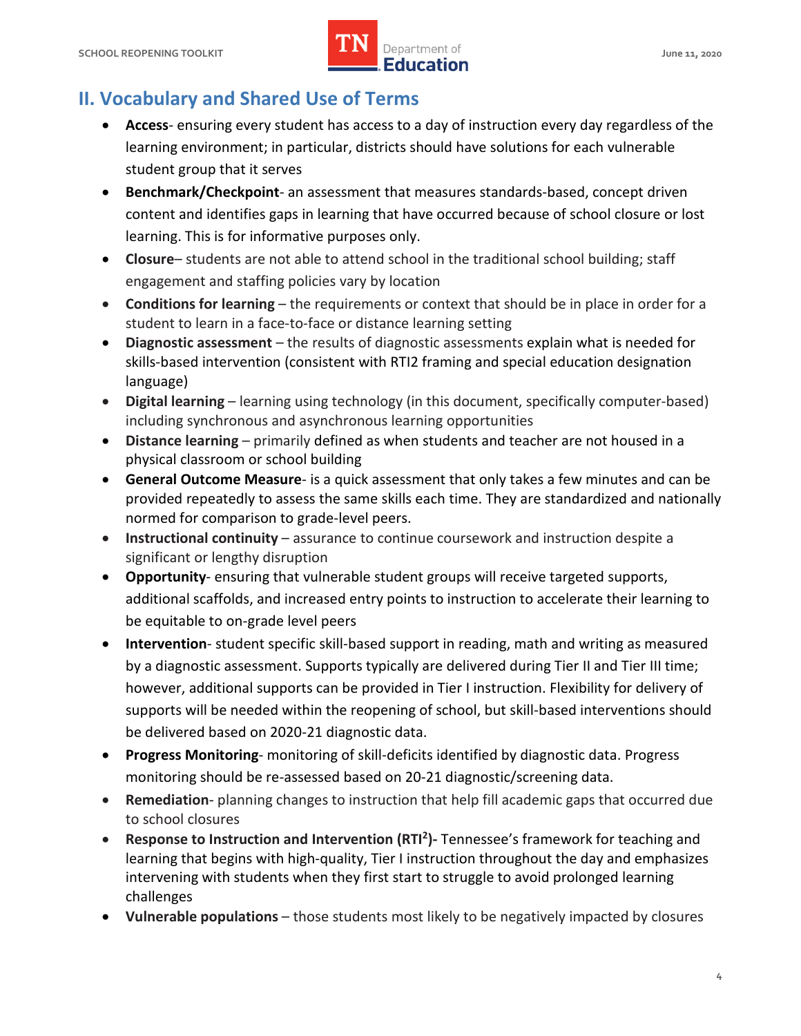## II. Vocabulary and Shared Use of Terms

- **Access**- ensuring every student has access to a day of instruction every day regardless of the learning environment; in particular, districts should have solutions for each vulnerable student group that it serves
- **Benchmark/Checkpoint**- an assessment that measures standards-based, concept driven content and identifies gaps in learning that have occurred because of school closure or lost learning. This is for informative purposes only.
- **Closure**– students are not able to attend school in the traditional school building; staff engagement and staffing policies vary by location
- **Conditions for learning** – the requirements or context that should be in place in order for a student to learn in a face-to-face or distance learning setting
- **Diagnostic assessment** – the results of diagnostic assessments explain what is needed for skills-based intervention (consistent with RTI2 framing and special education designation language)
- **Digital learning** – learning using technology (in this document, specifically computer-based) including synchronous and asynchronous learning opportunities
- **Distance learning** – primarily defined as when students and teacher are not housed in a physical classroom or school building
- **General Outcome Measure**- is a quick assessment that only takes a few minutes and can be provided repeatedly to assess the same skills each time. They are standardized and nationally normed for comparison to grade-level peers.
- **Instructional continuity** – assurance to continue coursework and instruction despite a significant or lengthy disruption
- **Opportunity**- ensuring that vulnerable student groups will receive targeted supports, additional scaffolds, and increased entry points to instruction to accelerate their learning to be equitable to on-grade level peers
- **Intervention**- student specific skill-based support in reading, math and writing as measured by a diagnostic assessment. Supports typically are delivered during Tier II and Tier III time; however, additional supports can be provided in Tier I instruction. Flexibility for delivery of supports will be needed within the reopening of school, but skill-based interventions should be delivered based on 2020-21 diagnostic data.
- **Progress Monitoring**- monitoring of skill-deficits identified by diagnostic data. Progress monitoring should be re-assessed based on 20-21 diagnostic/screening data.
- **Remediation**- planning changes to instruction that help fill academic gaps that occurred due to school closures
- **Response to Instruction and Intervention (RTI²)-** Tennessee's framework for teaching and learning that begins with high-quality, Tier I instruction throughout the day and emphasizes intervening with students when they first start to struggle to avoid prolonged learning challenges
- **Vulnerable populations** – those students most likely to be negatively impacted by closures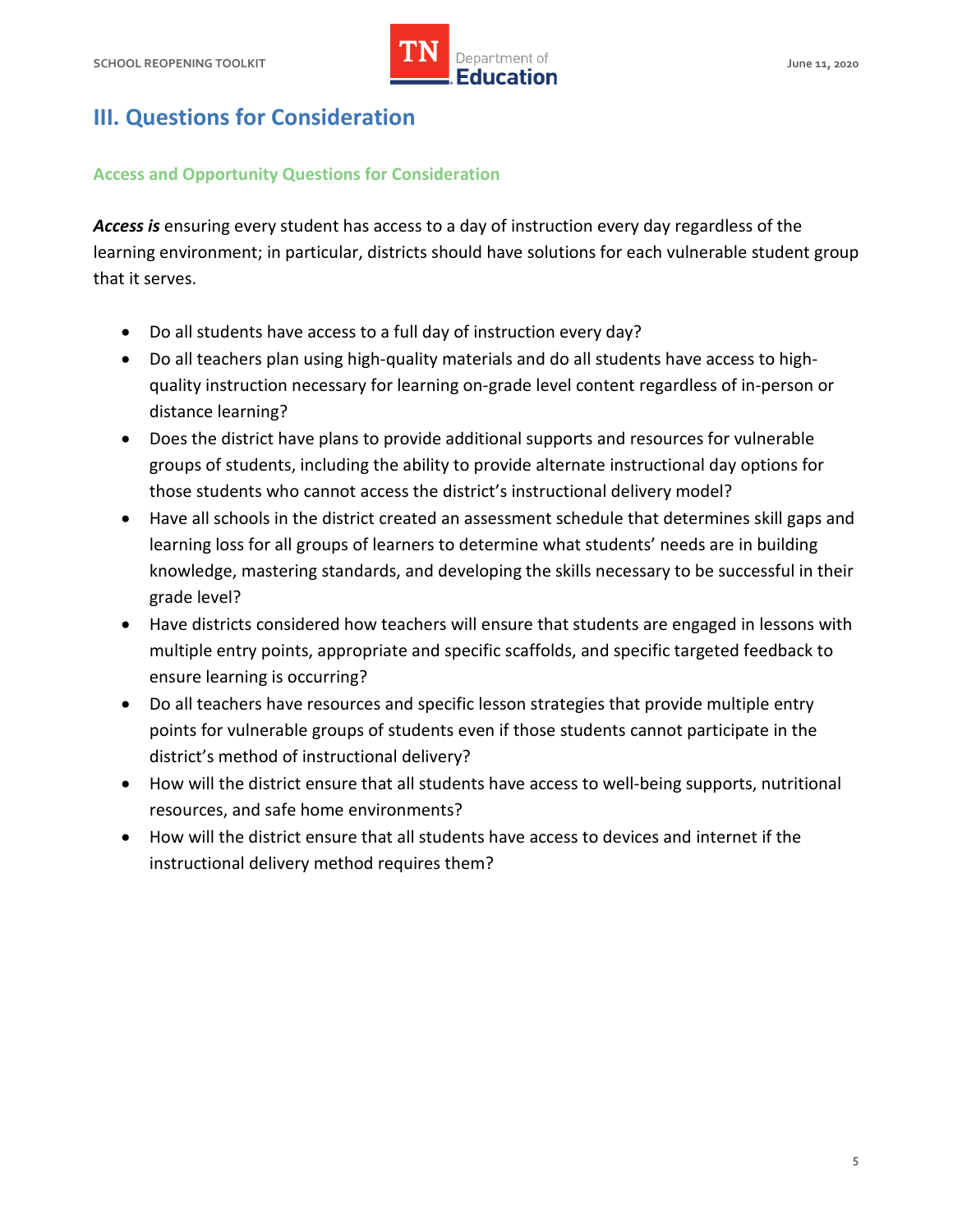## III. Questions for Consideration

### Access and Opportunity Questions for Consideration

***Access is*** ensuring every student has access to a day of instruction every day regardless of the learning environment; in particular, districts should have solutions for each vulnerable student group that it serves.

- Do all students have access to a full day of instruction every day?
- Do all teachers plan using high-quality materials and do all students have access to high-quality instruction necessary for learning on-grade level content regardless of in-person or distance learning?
- Does the district have plans to provide additional supports and resources for vulnerable groups of students, including the ability to provide alternate instructional day options for those students who cannot access the district's instructional delivery model?
- Have all schools in the district created an assessment schedule that determines skill gaps and learning loss for all groups of learners to determine what students' needs are in building knowledge, mastering standards, and developing the skills necessary to be successful in their grade level?
- Have districts considered how teachers will ensure that students are engaged in lessons with multiple entry points, appropriate and specific scaffolds, and specific targeted feedback to ensure learning is occurring?
- Do all teachers have resources and specific lesson strategies that provide multiple entry points for vulnerable groups of students even if those students cannot participate in the district's method of instructional delivery?
- How will the district ensure that all students have access to well-being supports, nutritional resources, and safe home environments?
- How will the district ensure that all students have access to devices and internet if the instructional delivery method requires them?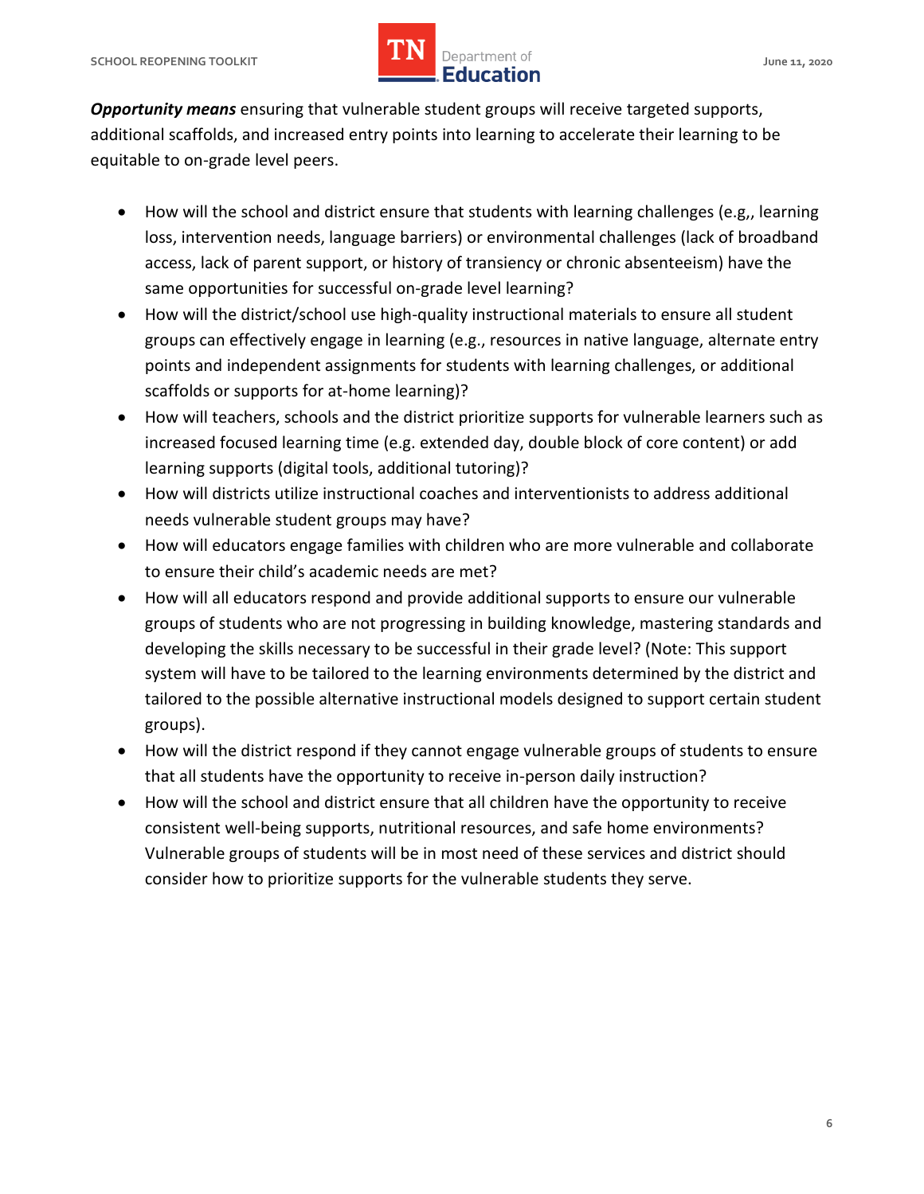***Opportunity means*** ensuring that vulnerable student groups will receive targeted supports, additional scaffolds, and increased entry points into learning to accelerate their learning to be equitable to on-grade level peers.

- How will the school and district ensure that students with learning challenges (e.g.,, learning loss, intervention needs, language barriers) or environmental challenges (lack of broadband access, lack of parent support, or history of transiency or chronic absenteeism) have the same opportunities for successful on-grade level learning?
- How will the district/school use high-quality instructional materials to ensure all student groups can effectively engage in learning (e.g., resources in native language, alternate entry points and independent assignments for students with learning challenges, or additional scaffolds or supports for at-home learning)?
- How will teachers, schools and the district prioritize supports for vulnerable learners such as increased focused learning time (e.g. extended day, double block of core content) or add learning supports (digital tools, additional tutoring)?
- How will districts utilize instructional coaches and interventionists to address additional needs vulnerable student groups may have?
- How will educators engage families with children who are more vulnerable and collaborate to ensure their child's academic needs are met?
- How will all educators respond and provide additional supports to ensure our vulnerable groups of students who are not progressing in building knowledge, mastering standards and developing the skills necessary to be successful in their grade level? (Note: This support system will have to be tailored to the learning environments determined by the district and tailored to the possible alternative instructional models designed to support certain student groups).
- How will the district respond if they cannot engage vulnerable groups of students to ensure that all students have the opportunity to receive in-person daily instruction?
- How will the school and district ensure that all children have the opportunity to receive consistent well-being supports, nutritional resources, and safe home environments? Vulnerable groups of students will be in most need of these services and district should consider how to prioritize supports for the vulnerable students they serve.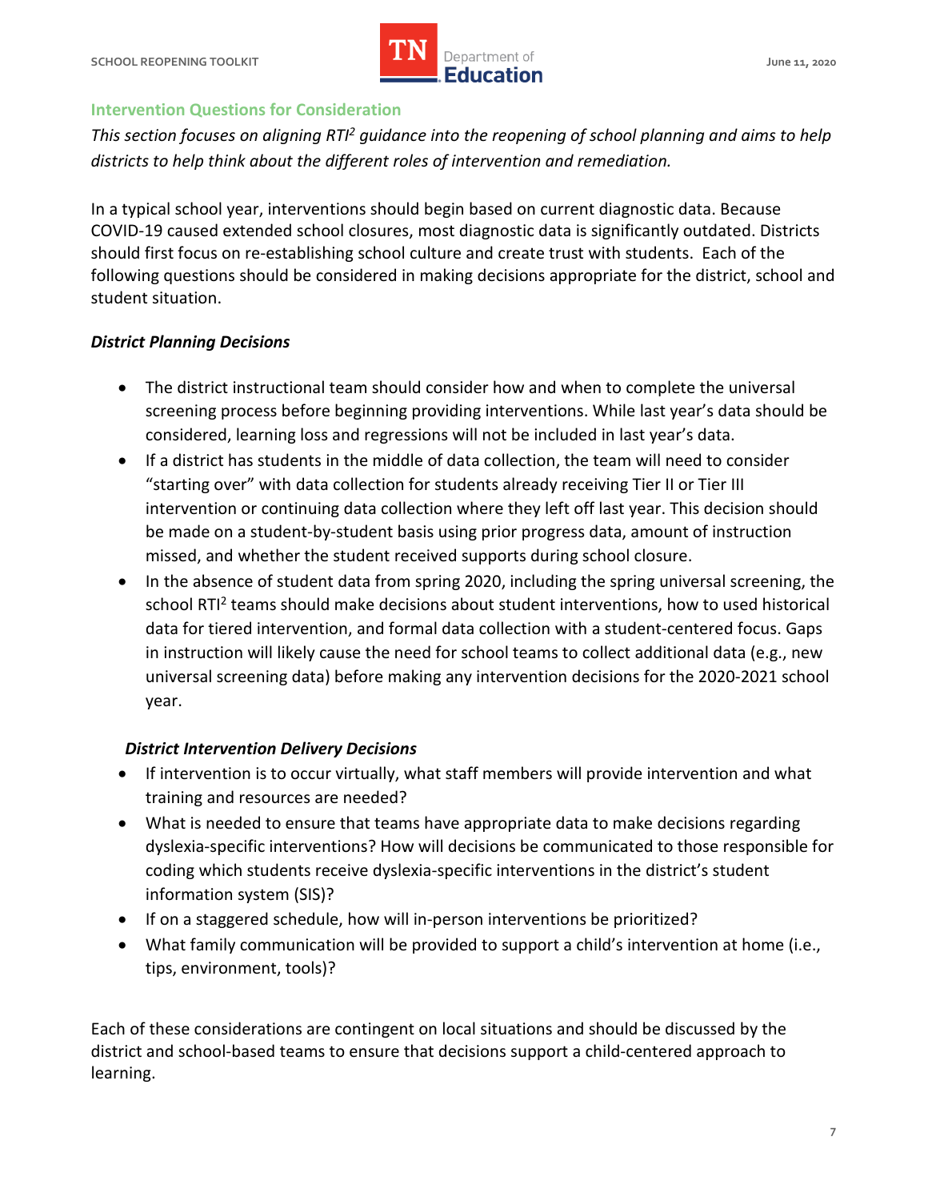### Intervention Questions for Consideration

*This section focuses on aligning RTI[2] guidance into the reopening of school planning and aims to help districts to help think about the different roles of intervention and remediation.*

In a typical school year, interventions should begin based on current diagnostic data. Because COVID-19 caused extended school closures, most diagnostic data is significantly outdated. Districts should first focus on re-establishing school culture and create trust with students. Each of the following questions should be considered in making decisions appropriate for the district, school and student situation.

***District Planning Decisions***

- The district instructional team should consider how and when to complete the universal screening process before beginning providing interventions. While last year's data should be considered, learning loss and regressions will not be included in last year's data.
- If a district has students in the middle of data collection, the team will need to consider "starting over" with data collection for students already receiving Tier II or Tier III intervention or continuing data collection where they left off last year. This decision should be made on a student-by-student basis using prior progress data, amount of instruction missed, and whether the student received supports during school closure.
- In the absence of student data from spring 2020, including the spring universal screening, the school RTI[2] teams should make decisions about student interventions, how to used historical data for tiered intervention, and formal data collection with a student-centered focus. Gaps in instruction will likely cause the need for school teams to collect additional data (e.g., new universal screening data) before making any intervention decisions for the 2020-2021 school year.

***District Intervention Delivery Decisions***

- If intervention is to occur virtually, what staff members will provide intervention and what training and resources are needed?
- What is needed to ensure that teams have appropriate data to make decisions regarding dyslexia-specific interventions? How will decisions be communicated to those responsible for coding which students receive dyslexia-specific interventions in the district's student information system (SIS)?
- If on a staggered schedule, how will in-person interventions be prioritized?
- What family communication will be provided to support a child's intervention at home (i.e., tips, environment, tools)?

Each of these considerations are contingent on local situations and should be discussed by the district and school-based teams to ensure that decisions support a child-centered approach to learning.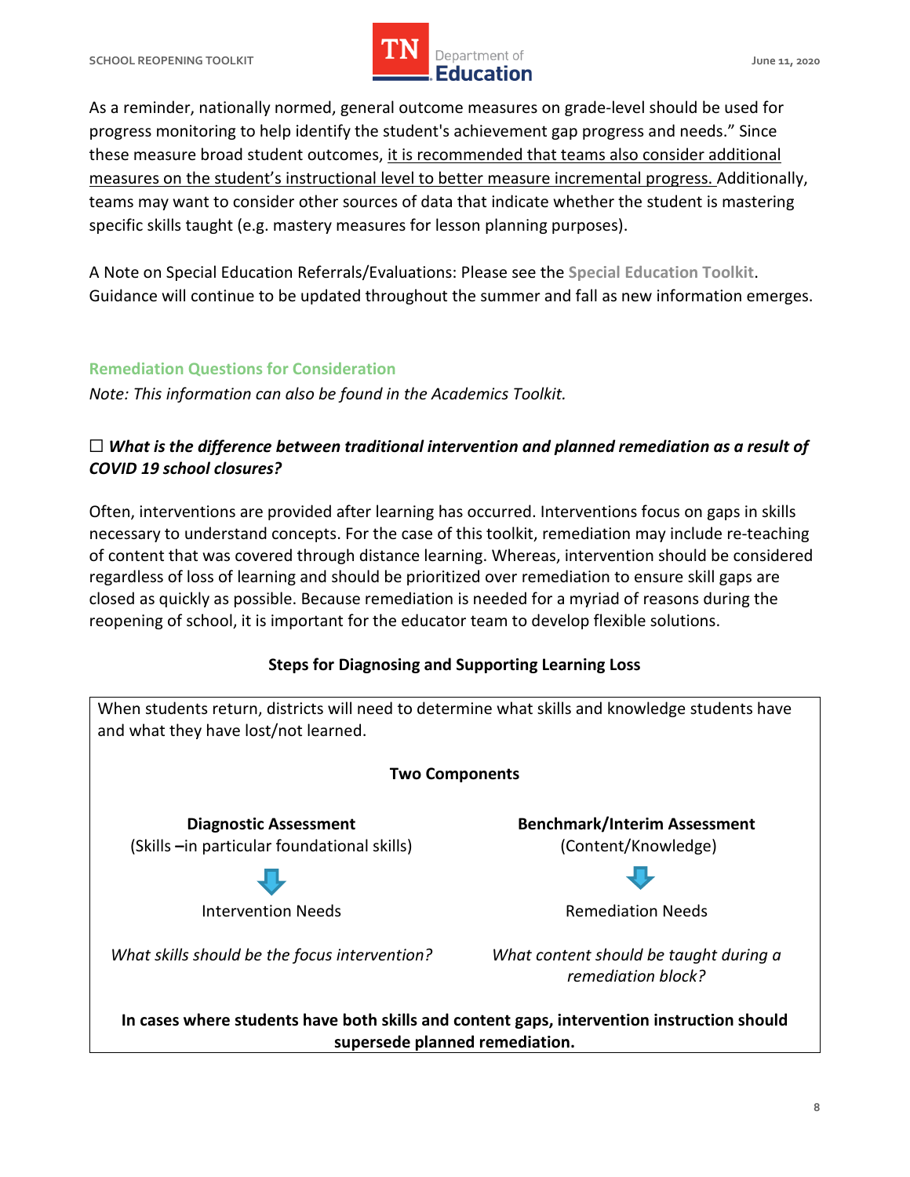As a reminder, nationally normed, general outcome measures on grade-level should be used for progress monitoring to help identify the student's achievement gap progress and needs." Since these measure broad student outcomes, <u>it is recommended that teams also consider additional measures on the student's instructional level to better measure incremental progress.</u> Additionally, teams may want to consider other sources of data that indicate whether the student is mastering specific skills taught (e.g. mastery measures for lesson planning purposes).

A Note on Special Education Referrals/Evaluations: Please see the **Special Education Toolkit**. Guidance will continue to be updated throughout the summer and fall as new information emerges.

### Remediation Questions for Consideration

*Note: This information can also be found in the Academics Toolkit.*

☐ ***What is the difference between traditional intervention and planned remediation as a result of COVID 19 school closures?***

Often, interventions are provided after learning has occurred. Interventions focus on gaps in skills necessary to understand concepts. For the case of this toolkit, remediation may include re-teaching of content that was covered through distance learning. Whereas, intervention should be considered regardless of loss of learning and should be prioritized over remediation to ensure skill gaps are closed as quickly as possible. Because remediation is needed for a myriad of reasons during the reopening of school, it is important for the educator team to develop flexible solutions.

**Steps for Diagnosing and Supporting Learning Loss**

When students return, districts will need to determine what skills and knowledge students have and what they have lost/not learned.

**Two Components**

| **Diagnostic Assessment**<br>(Skills –in particular foundational skills) | **Benchmark/Interim Assessment**<br>(Content/Knowledge) |
| --- | --- |
| ↓ | ↓ |
| Intervention Needs | Remediation Needs |
| *What skills should be the focus intervention?* | *What content should be taught during a remediation block?* |

**In cases where students have both skills and content gaps, intervention instruction should supersede planned remediation.**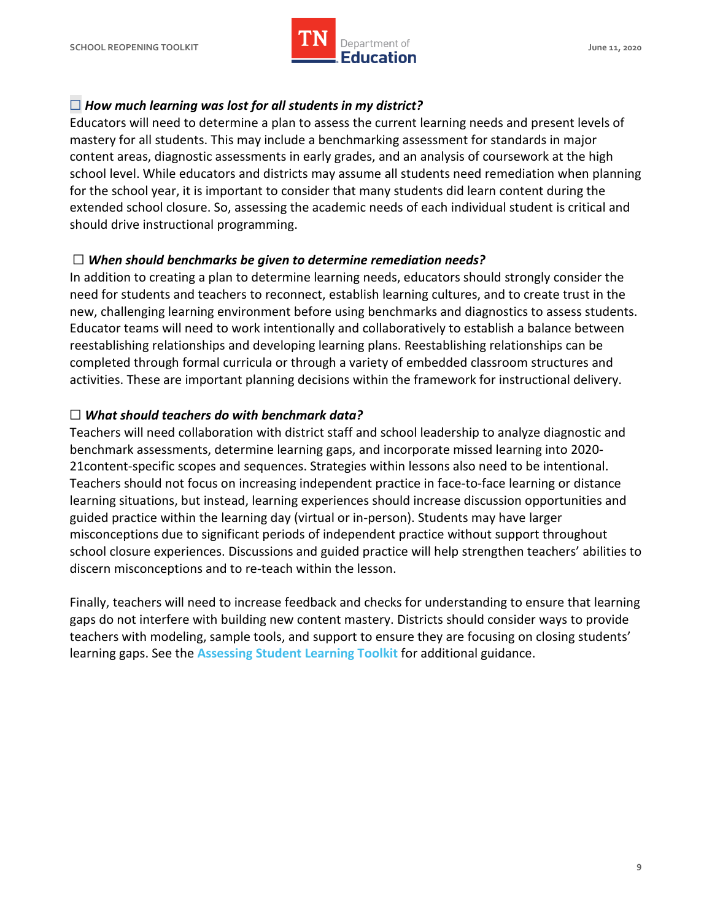☐ ***How much learning was lost for all students in my district?***

Educators will need to determine a plan to assess the current learning needs and present levels of mastery for all students. This may include a benchmarking assessment for standards in major content areas, diagnostic assessments in early grades, and an analysis of coursework at the high school level. While educators and districts may assume all students need remediation when planning for the school year, it is important to consider that many students did learn content during the extended school closure. So, assessing the academic needs of each individual student is critical and should drive instructional programming.

☐ ***When should benchmarks be given to determine remediation needs?***

In addition to creating a plan to determine learning needs, educators should strongly consider the need for students and teachers to reconnect, establish learning cultures, and to create trust in the new, challenging learning environment before using benchmarks and diagnostics to assess students. Educator teams will need to work intentionally and collaboratively to establish a balance between reestablishing relationships and developing learning plans. Reestablishing relationships can be completed through formal curricula or through a variety of embedded classroom structures and activities. These are important planning decisions within the framework for instructional delivery.

☐ ***What should teachers do with benchmark data?***

Teachers will need collaboration with district staff and school leadership to analyze diagnostic and benchmark assessments, determine learning gaps, and incorporate missed learning into 2020-21content-specific scopes and sequences. Strategies within lessons also need to be intentional. Teachers should not focus on increasing independent practice in face-to-face learning or distance learning situations, but instead, learning experiences should increase discussion opportunities and guided practice within the learning day (virtual or in-person). Students may have larger misconceptions due to significant periods of independent practice without support throughout school closure experiences. Discussions and guided practice will help strengthen teachers' abilities to discern misconceptions and to re-teach within the lesson.

Finally, teachers will need to increase feedback and checks for understanding to ensure that learning gaps do not interfere with building new content mastery. Districts should consider ways to provide teachers with modeling, sample tools, and support to ensure they are focusing on closing students' learning gaps. See the Assessing Student Learning Toolkit for additional guidance.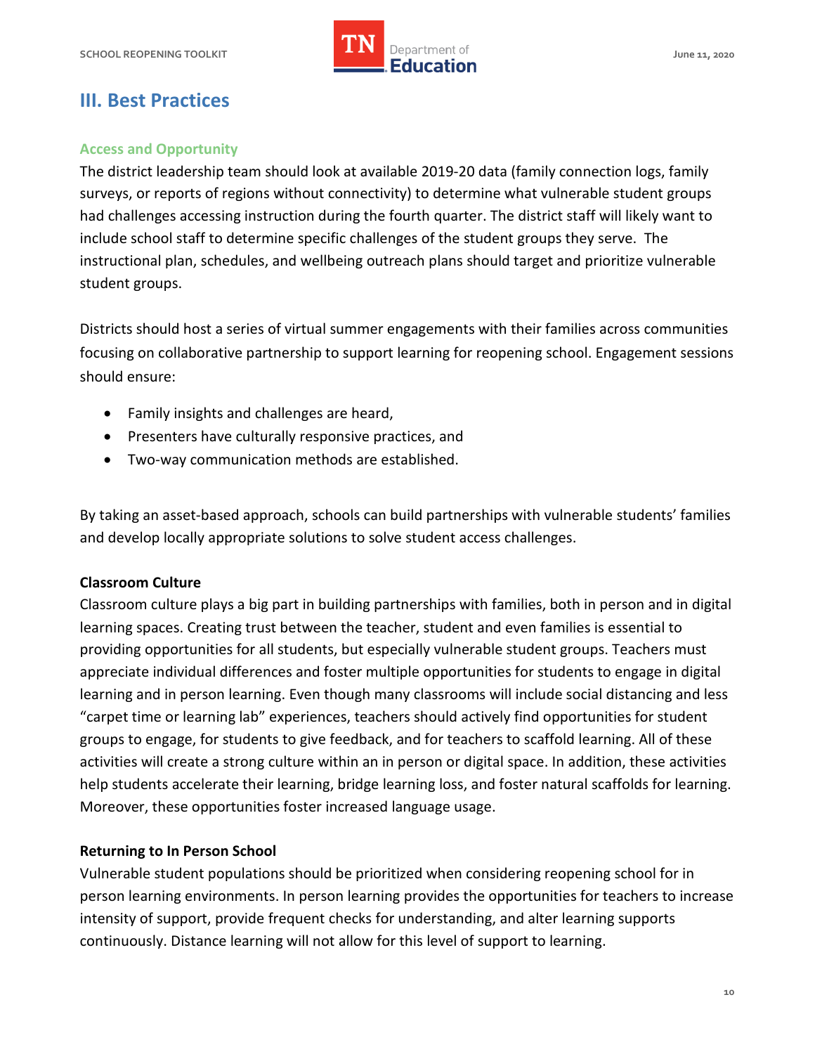## III. Best Practices

### Access and Opportunity

The district leadership team should look at available 2019-20 data (family connection logs, family surveys, or reports of regions without connectivity) to determine what vulnerable student groups had challenges accessing instruction during the fourth quarter. The district staff will likely want to include school staff to determine specific challenges of the student groups they serve. The instructional plan, schedules, and wellbeing outreach plans should target and prioritize vulnerable student groups.

Districts should host a series of virtual summer engagements with their families across communities focusing on collaborative partnership to support learning for reopening school. Engagement sessions should ensure:

- Family insights and challenges are heard,
- Presenters have culturally responsive practices, and
- Two-way communication methods are established.

By taking an asset-based approach, schools can build partnerships with vulnerable students' families and develop locally appropriate solutions to solve student access challenges.

**Classroom Culture**

Classroom culture plays a big part in building partnerships with families, both in person and in digital learning spaces. Creating trust between the teacher, student and even families is essential to providing opportunities for all students, but especially vulnerable student groups. Teachers must appreciate individual differences and foster multiple opportunities for students to engage in digital learning and in person learning. Even though many classrooms will include social distancing and less "carpet time or learning lab" experiences, teachers should actively find opportunities for student groups to engage, for students to give feedback, and for teachers to scaffold learning. All of these activities will create a strong culture within an in person or digital space. In addition, these activities help students accelerate their learning, bridge learning loss, and foster natural scaffolds for learning. Moreover, these opportunities foster increased language usage.

**Returning to In Person School**

Vulnerable student populations should be prioritized when considering reopening school for in person learning environments. In person learning provides the opportunities for teachers to increase intensity of support, provide frequent checks for understanding, and alter learning supports continuously. Distance learning will not allow for this level of support to learning.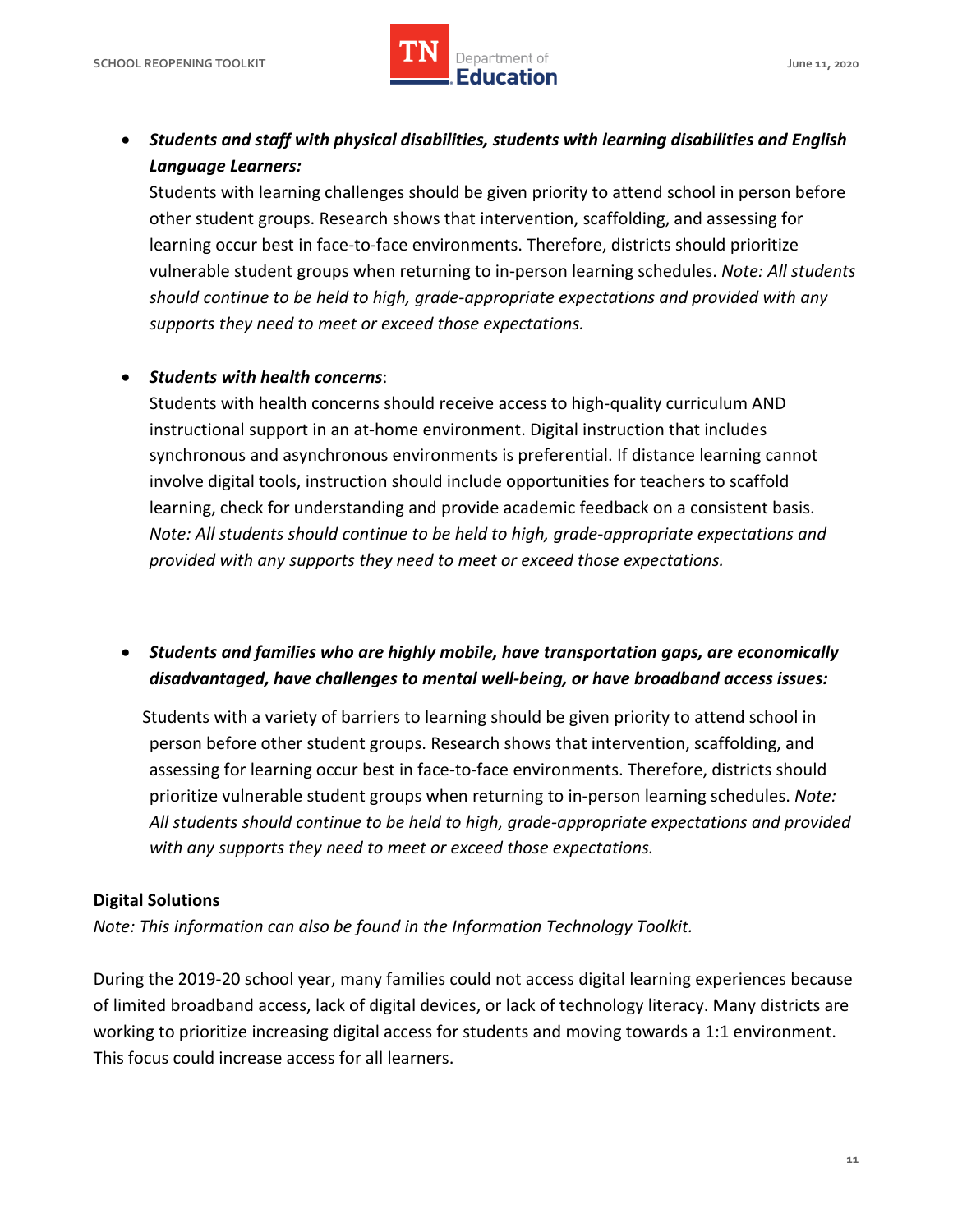- ***Students and staff with physical disabilities, students with learning disabilities and English Language Learners:***
  Students with learning challenges should be given priority to attend school in person before other student groups. Research shows that intervention, scaffolding, and assessing for learning occur best in face-to-face environments. Therefore, districts should prioritize vulnerable student groups when returning to in-person learning schedules. *Note: All students should continue to be held to high, grade-appropriate expectations and provided with any supports they need to meet or exceed those expectations.*

- ***Students with health concerns***:
  Students with health concerns should receive access to high-quality curriculum AND instructional support in an at-home environment. Digital instruction that includes synchronous and asynchronous environments is preferential. If distance learning cannot involve digital tools, instruction should include opportunities for teachers to scaffold learning, check for understanding and provide academic feedback on a consistent basis. *Note: All students should continue to be held to high, grade-appropriate expectations and provided with any supports they need to meet or exceed those expectations.*

- ***Students and families who are highly mobile, have transportation gaps, are economically disadvantaged, have challenges to mental well-being, or have broadband access issues:***
  Students with a variety of barriers to learning should be given priority to attend school in person before other student groups. Research shows that intervention, scaffolding, and assessing for learning occur best in face-to-face environments. Therefore, districts should prioritize vulnerable student groups when returning to in-person learning schedules. *Note: All students should continue to be held to high, grade-appropriate expectations and provided with any supports they need to meet or exceed those expectations.*

**Digital Solutions**

*Note: This information can also be found in the Information Technology Toolkit.*

During the 2019-20 school year, many families could not access digital learning experiences because of limited broadband access, lack of digital devices, or lack of technology literacy. Many districts are working to prioritize increasing digital access for students and moving towards a 1:1 environment. This focus could increase access for all learners.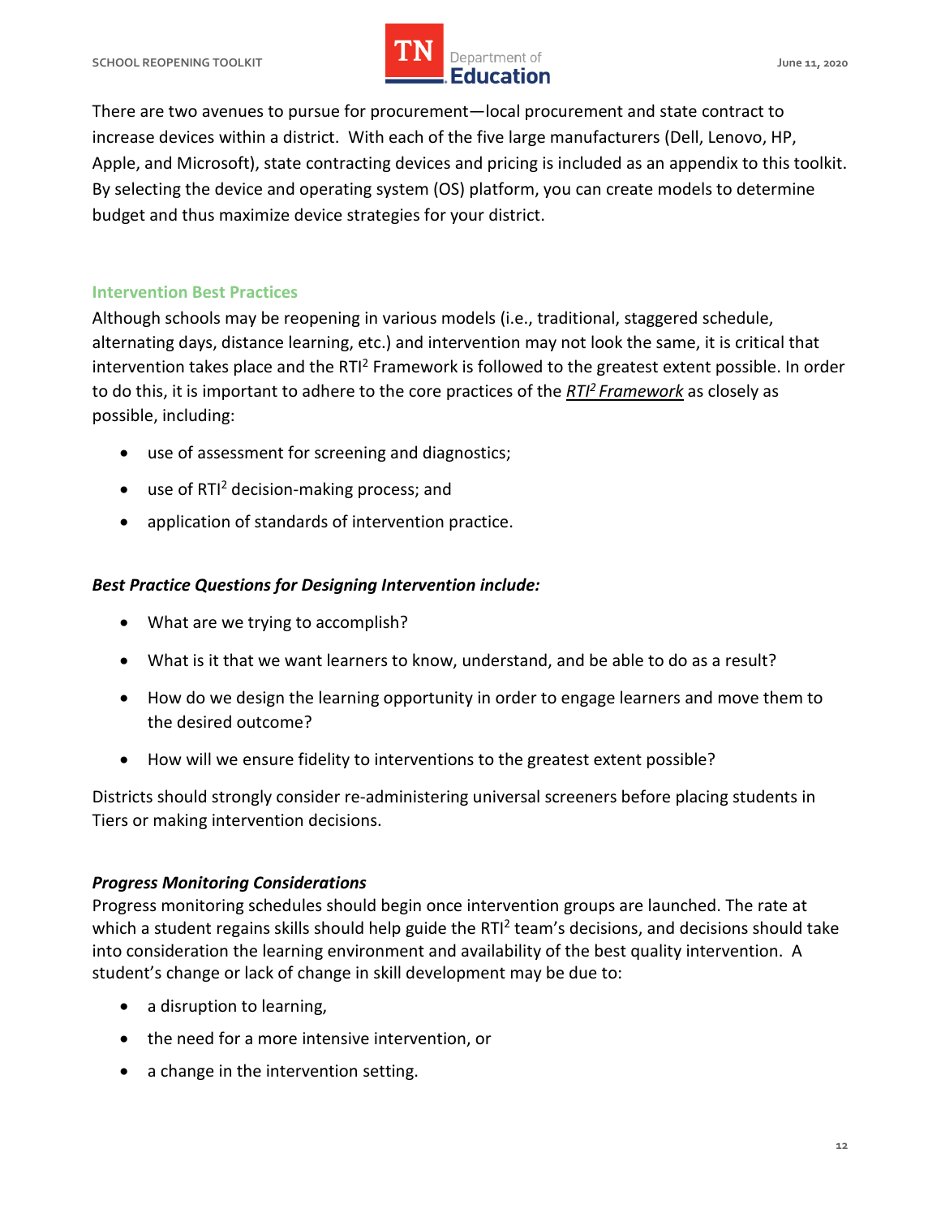There are two avenues to pursue for procurement—local procurement and state contract to increase devices within a district. With each of the five large manufacturers (Dell, Lenovo, HP, Apple, and Microsoft), state contracting devices and pricing is included as an appendix to this toolkit. By selecting the device and operating system (OS) platform, you can create models to determine budget and thus maximize device strategies for your district.

### Intervention Best Practices

Although schools may be reopening in various models (i.e., traditional, staggered schedule, alternating days, distance learning, etc.) and intervention may not look the same, it is critical that intervention takes place and the RTI² Framework is followed to the greatest extent possible. In order to do this, it is important to adhere to the core practices of the ***RTI² Framework*** as closely as possible, including:

- use of assessment for screening and diagnostics;
- use of RTI² decision-making process; and
- application of standards of intervention practice.

***Best Practice Questions for Designing Intervention include:***

- What are we trying to accomplish?
- What is it that we want learners to know, understand, and be able to do as a result?
- How do we design the learning opportunity in order to engage learners and move them to the desired outcome?
- How will we ensure fidelity to interventions to the greatest extent possible?

Districts should strongly consider re-administering universal screeners before placing students in Tiers or making intervention decisions.

***Progress Monitoring Considerations***

Progress monitoring schedules should begin once intervention groups are launched. The rate at which a student regains skills should help guide the RTI² team's decisions, and decisions should take into consideration the learning environment and availability of the best quality intervention. A student's change or lack of change in skill development may be due to:

- a disruption to learning,
- the need for a more intensive intervention, or
- a change in the intervention setting.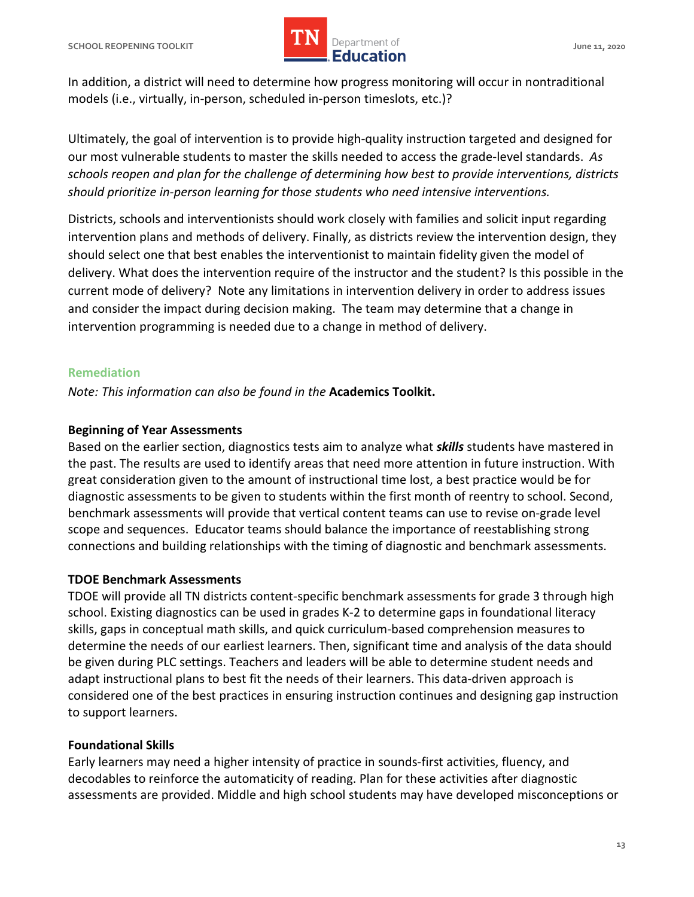In addition, a district will need to determine how progress monitoring will occur in nontraditional models (i.e., virtually, in-person, scheduled in-person timeslots, etc.)?

Ultimately, the goal of intervention is to provide high-quality instruction targeted and designed for our most vulnerable students to master the skills needed to access the grade-level standards. *As schools reopen and plan for the challenge of determining how best to provide interventions, districts should prioritize in-person learning for those students who need intensive interventions.*

Districts, schools and interventionists should work closely with families and solicit input regarding intervention plans and methods of delivery. Finally, as districts review the intervention design, they should select one that best enables the interventionist to maintain fidelity given the model of delivery. What does the intervention require of the instructor and the student? Is this possible in the current mode of delivery? Note any limitations in intervention delivery in order to address issues and consider the impact during decision making. The team may determine that a change in intervention programming is needed due to a change in method of delivery.

## Remediation

*Note: This information can also be found in the* **Academics Toolkit.**

### Beginning of Year Assessments

Based on the earlier section, diagnostics tests aim to analyze what ***skills*** students have mastered in the past. The results are used to identify areas that need more attention in future instruction. With great consideration given to the amount of instructional time lost, a best practice would be for diagnostic assessments to be given to students within the first month of reentry to school. Second, benchmark assessments will provide that vertical content teams can use to revise on-grade level scope and sequences. Educator teams should balance the importance of reestablishing strong connections and building relationships with the timing of diagnostic and benchmark assessments.

### TDOE Benchmark Assessments

TDOE will provide all TN districts content-specific benchmark assessments for grade 3 through high school. Existing diagnostics can be used in grades K-2 to determine gaps in foundational literacy skills, gaps in conceptual math skills, and quick curriculum-based comprehension measures to determine the needs of our earliest learners. Then, significant time and analysis of the data should be given during PLC settings. Teachers and leaders will be able to determine student needs and adapt instructional plans to best fit the needs of their learners. This data-driven approach is considered one of the best practices in ensuring instruction continues and designing gap instruction to support learners.

### Foundational Skills

Early learners may need a higher intensity of practice in sounds-first activities, fluency, and decodables to reinforce the automaticity of reading. Plan for these activities after diagnostic assessments are provided. Middle and high school students may have developed misconceptions or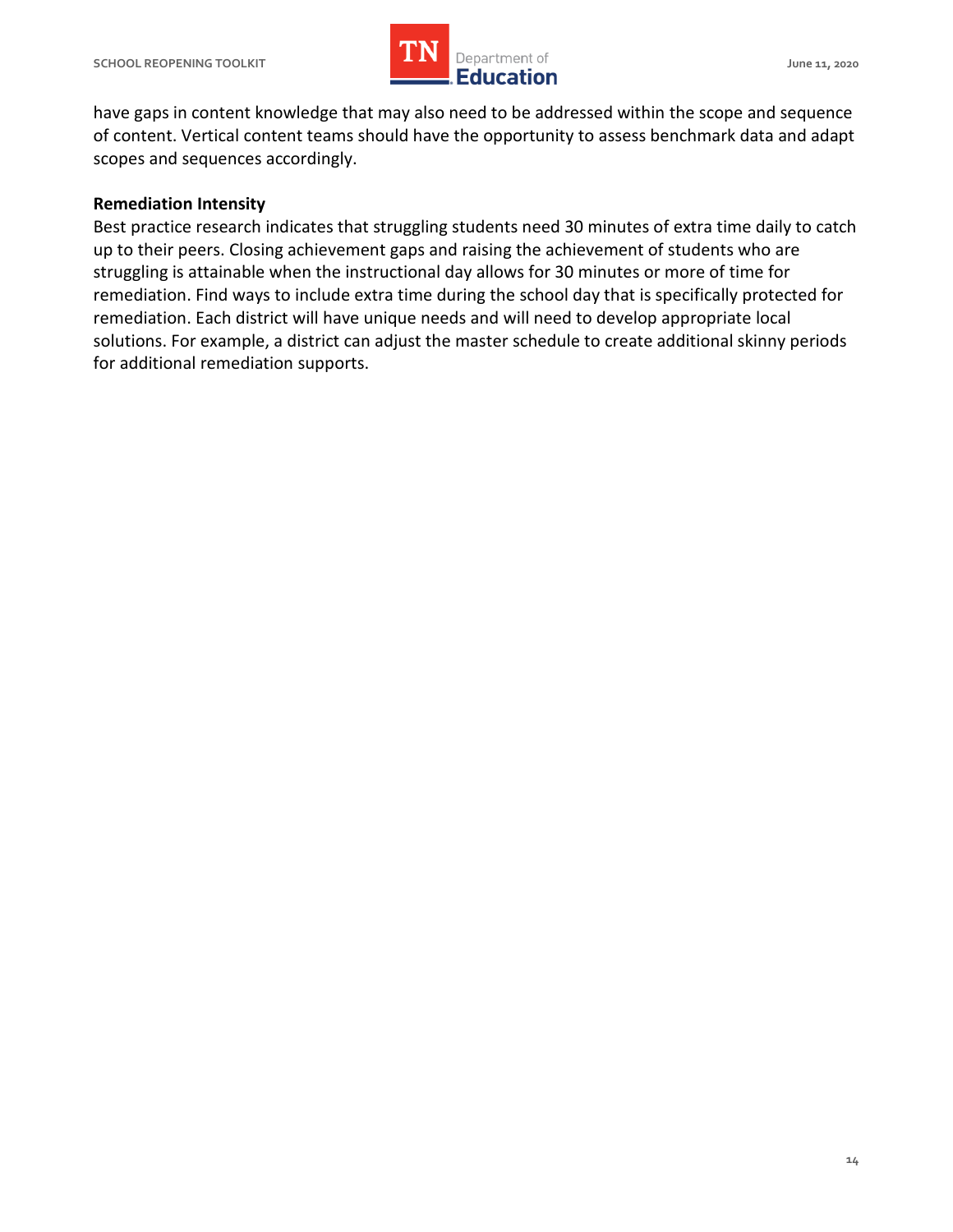have gaps in content knowledge that may also need to be addressed within the scope and sequence of content. Vertical content teams should have the opportunity to assess benchmark data and adapt scopes and sequences accordingly.

**Remediation Intensity**

Best practice research indicates that struggling students need 30 minutes of extra time daily to catch up to their peers. Closing achievement gaps and raising the achievement of students who are struggling is attainable when the instructional day allows for 30 minutes or more of time for remediation. Find ways to include extra time during the school day that is specifically protected for remediation. Each district will have unique needs and will need to develop appropriate local solutions. For example, a district can adjust the master schedule to create additional skinny periods for additional remediation supports.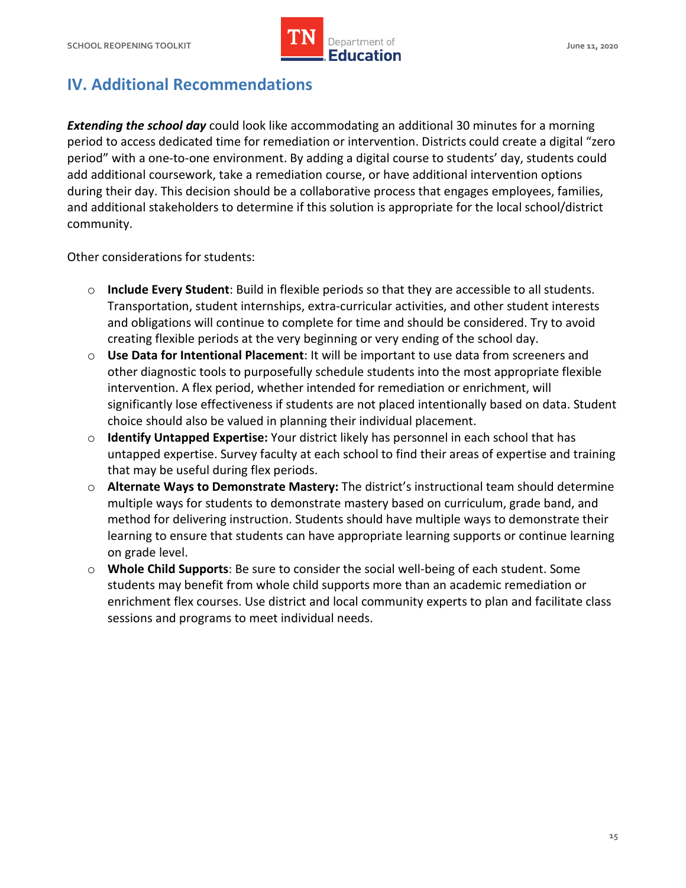## IV. Additional Recommendations

***Extending the school day*** could look like accommodating an additional 30 minutes for a morning period to access dedicated time for remediation or intervention. Districts could create a digital "zero period" with a one-to-one environment. By adding a digital course to students' day, students could add additional coursework, take a remediation course, or have additional intervention options during their day. This decision should be a collaborative process that engages employees, families, and additional stakeholders to determine if this solution is appropriate for the local school/district community.

Other considerations for students:

- **Include Every Student**: Build in flexible periods so that they are accessible to all students. Transportation, student internships, extra-curricular activities, and other student interests and obligations will continue to complete for time and should be considered. Try to avoid creating flexible periods at the very beginning or very ending of the school day.
- **Use Data for Intentional Placement**: It will be important to use data from screeners and other diagnostic tools to purposefully schedule students into the most appropriate flexible intervention. A flex period, whether intended for remediation or enrichment, will significantly lose effectiveness if students are not placed intentionally based on data. Student choice should also be valued in planning their individual placement.
- **Identify Untapped Expertise:** Your district likely has personnel in each school that has untapped expertise. Survey faculty at each school to find their areas of expertise and training that may be useful during flex periods.
- **Alternate Ways to Demonstrate Mastery:** The district's instructional team should determine multiple ways for students to demonstrate mastery based on curriculum, grade band, and method for delivering instruction. Students should have multiple ways to demonstrate their learning to ensure that students can have appropriate learning supports or continue learning on grade level.
- **Whole Child Supports**: Be sure to consider the social well-being of each student. Some students may benefit from whole child supports more than an academic remediation or enrichment flex courses. Use district and local community experts to plan and facilitate class sessions and programs to meet individual needs.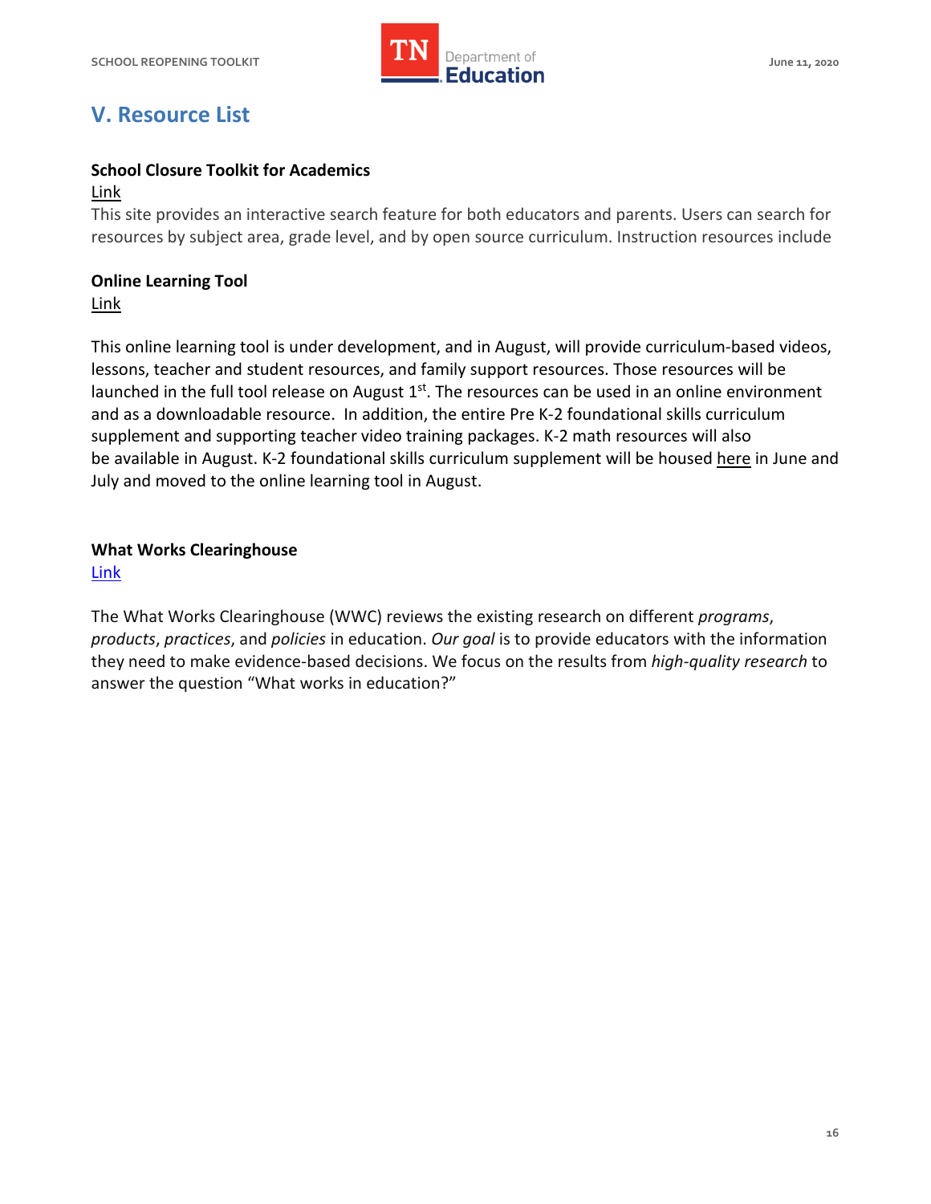## V. Resource List

**School Closure Toolkit for Academics**

Link

This site provides an interactive search feature for both educators and parents. Users can search for resources by subject area, grade level, and by open source curriculum. Instruction resources include

**Online Learning Tool**

Link

This online learning tool is under development, and in August, will provide curriculum-based videos, lessons, teacher and student resources, and family support resources. Those resources will be launched in the full tool release on August 1st. The resources can be used in an online environment and as a downloadable resource. In addition, the entire Pre K-2 foundational skills curriculum supplement and supporting teacher video training packages. K-2 math resources will also be available in August. K-2 foundational skills curriculum supplement will be housed here in June and July and moved to the online learning tool in August.

**What Works Clearinghouse**

Link

The What Works Clearinghouse (WWC) reviews the existing research on different *programs*, *products*, *practices*, and *policies* in education. *Our goal* is to provide educators with the information they need to make evidence-based decisions. We focus on the results from *high-quality research* to answer the question "What works in education?"